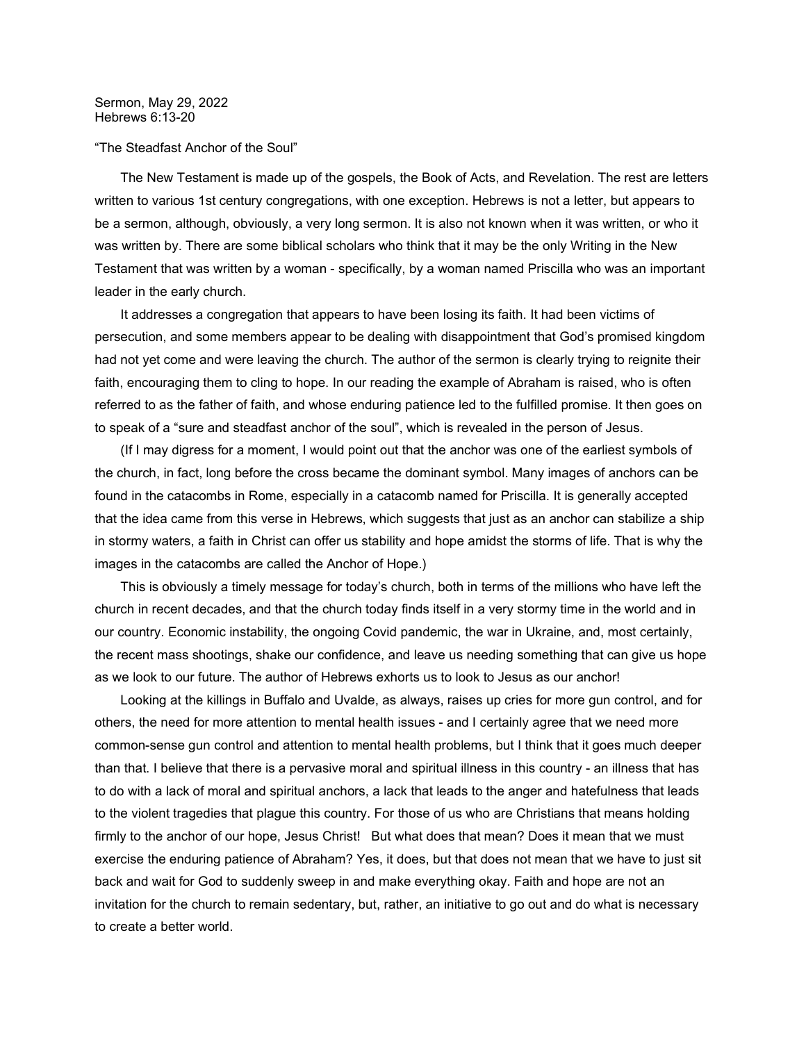Sermon, May 29, 2022
Hebrews 6:13-20

"The Steadfast Anchor of the Soul"

The New Testament is made up of the gospels, the Book of Acts, and Revelation. The rest are letters written to various 1st century congregations, with one exception. Hebrews is not a letter, but appears to be a sermon, although, obviously, a very long sermon. It is also not known when it was written, or who it was written by. There are some biblical scholars who think that it may be the only Writing in the New Testament that was written by a woman - specifically, by a woman named Priscilla who was an important leader in the early church.

It addresses a congregation that appears to have been losing its faith. It had been victims of persecution, and some members appear to be dealing with disappointment that God's promised kingdom had not yet come and were leaving the church. The author of the sermon is clearly trying to reignite their faith, encouraging them to cling to hope. In our reading the example of Abraham is raised, who is often referred to as the father of faith, and whose enduring patience led to the fulfilled promise. It then goes on to speak of a "sure and steadfast anchor of the soul", which is revealed in the person of Jesus.

(If I may digress for a moment, I would point out that the anchor was one of the earliest symbols of the church, in fact, long before the cross became the dominant symbol. Many images of anchors can be found in the catacombs in Rome, especially in a catacomb named for Priscilla. It is generally accepted that the idea came from this verse in Hebrews, which suggests that just as an anchor can stabilize a ship in stormy waters, a faith in Christ can offer us stability and hope amidst the storms of life. That is why the images in the catacombs are called the Anchor of Hope.)

This is obviously a timely message for today's church, both in terms of the millions who have left the church in recent decades, and that the church today finds itself in a very stormy time in the world and in our country. Economic instability, the ongoing Covid pandemic, the war in Ukraine, and, most certainly, the recent mass shootings, shake our confidence, and leave us needing something that can give us hope as we look to our future. The author of Hebrews exhorts us to look to Jesus as our anchor!

Looking at the killings in Buffalo and Uvalde, as always, raises up cries for more gun control, and for others, the need for more attention to mental health issues - and I certainly agree that we need more common-sense gun control and attention to mental health problems, but I think that it goes much deeper than that. I believe that there is a pervasive moral and spiritual illness in this country - an illness that has to do with a lack of moral and spiritual anchors, a lack that leads to the anger and hatefulness that leads to the violent tragedies that plague this country. For those of us who are Christians that means holding firmly to the anchor of our hope, Jesus Christ! But what does that mean? Does it mean that we must exercise the enduring patience of Abraham? Yes, it does, but that does not mean that we have to just sit back and wait for God to suddenly sweep in and make everything okay. Faith and hope are not an invitation for the church to remain sedentary, but, rather, an initiative to go out and do what is necessary to create a better world.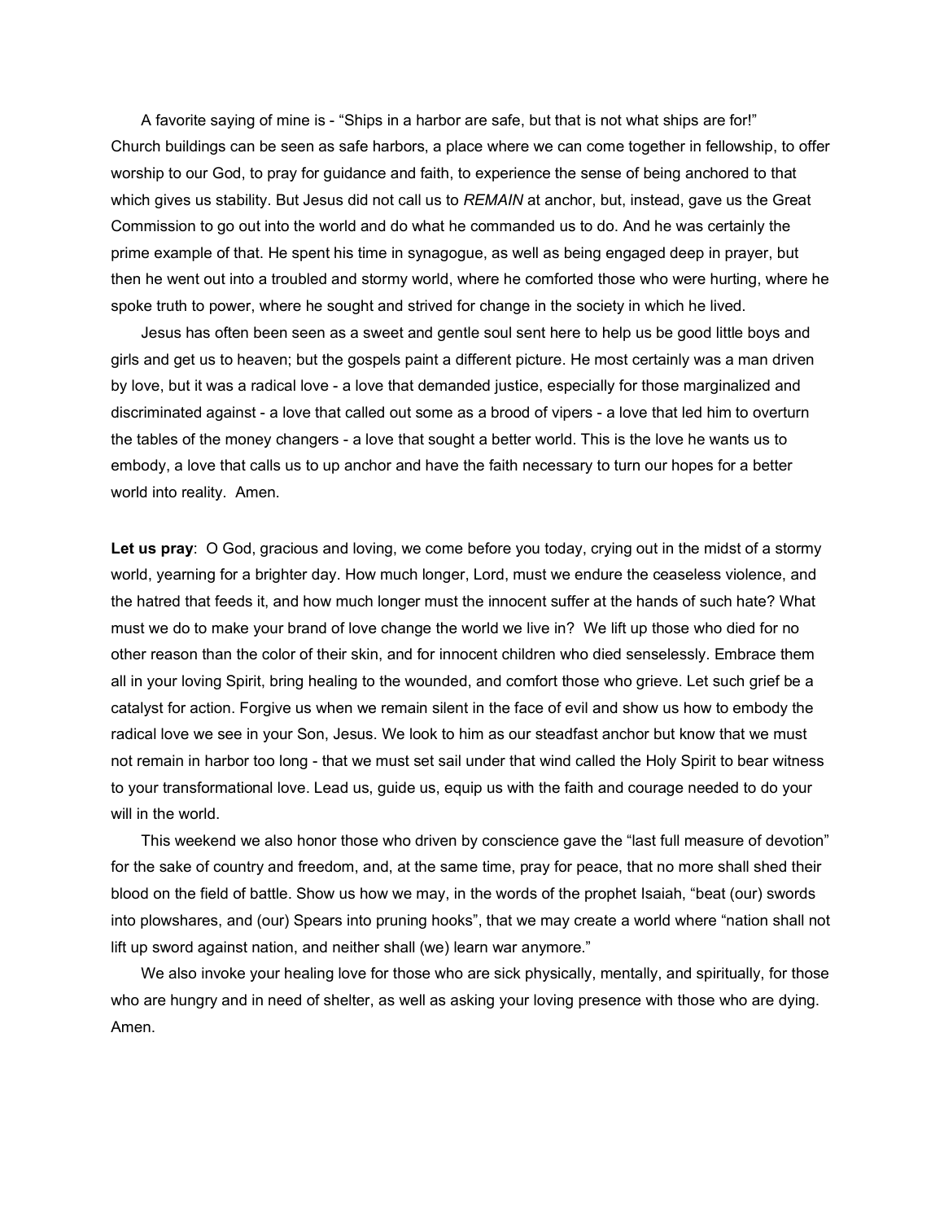A favorite saying of mine is - "Ships in a harbor are safe, but that is not what ships are for!" Church buildings can be seen as safe harbors, a place where we can come together in fellowship, to offer worship to our God, to pray for guidance and faith, to experience the sense of being anchored to that which gives us stability. But Jesus did not call us to *REMAIN* at anchor, but, instead, gave us the Great Commission to go out into the world and do what he commanded us to do. And he was certainly the prime example of that. He spent his time in synagogue, as well as being engaged deep in prayer, but then he went out into a troubled and stormy world, where he comforted those who were hurting, where he spoke truth to power, where he sought and strived for change in the society in which he lived.

Jesus has often been seen as a sweet and gentle soul sent here to help us be good little boys and girls and get us to heaven; but the gospels paint a different picture. He most certainly was a man driven by love, but it was a radical love - a love that demanded justice, especially for those marginalized and discriminated against - a love that called out some as a brood of vipers - a love that led him to overturn the tables of the money changers - a love that sought a better world. This is the love he wants us to embody, a love that calls us to up anchor and have the faith necessary to turn our hopes for a better world into reality. Amen.

**Let us pray**: O God, gracious and loving, we come before you today, crying out in the midst of a stormy world, yearning for a brighter day. How much longer, Lord, must we endure the ceaseless violence, and the hatred that feeds it, and how much longer must the innocent suffer at the hands of such hate? What must we do to make your brand of love change the world we live in? We lift up those who died for no other reason than the color of their skin, and for innocent children who died senselessly. Embrace them all in your loving Spirit, bring healing to the wounded, and comfort those who grieve. Let such grief be a catalyst for action. Forgive us when we remain silent in the face of evil and show us how to embody the radical love we see in your Son, Jesus. We look to him as our steadfast anchor but know that we must not remain in harbor too long - that we must set sail under that wind called the Holy Spirit to bear witness to your transformational love. Lead us, guide us, equip us with the faith and courage needed to do your will in the world.

This weekend we also honor those who driven by conscience gave the "last full measure of devotion" for the sake of country and freedom, and, at the same time, pray for peace, that no more shall shed their blood on the field of battle. Show us how we may, in the words of the prophet Isaiah, "beat (our) swords into plowshares, and (our) Spears into pruning hooks", that we may create a world where "nation shall not lift up sword against nation, and neither shall (we) learn war anymore."

We also invoke your healing love for those who are sick physically, mentally, and spiritually, for those who are hungry and in need of shelter, as well as asking your loving presence with those who are dying. Amen.